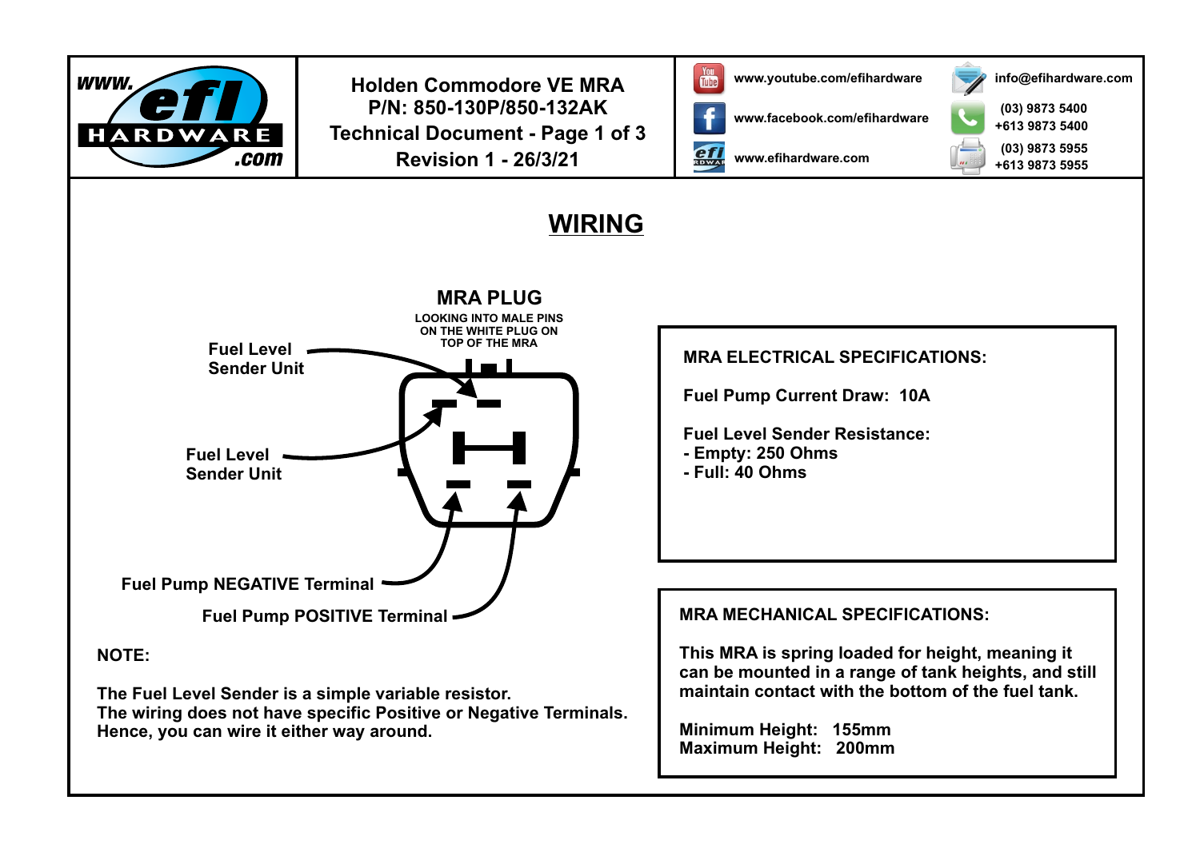**Holden Commodore VE MRA**
**P/N: 850-130P/850-132AK**
**Technical Document - Page 1 of 3**
**Revision 1 - 26/3/21**

www.youtube.com/efihardware

www.facebook.com/efihardware

www.efihardware.com

info@efihardware.com

(03) 9873 5400
+613 9873 5400

(03) 9873 5955
+613 9873 5955

# WIRING

## MRA PLUG

LOOKING INTO MALE PINS ON THE WHITE PLUG ON TOP OF THE MRA

- Fuel Level Sender Unit
- Fuel Level Sender Unit
- Fuel Pump NEGATIVE Terminal
- Fuel Pump POSITIVE Terminal

**NOTE:**

The Fuel Level Sender is a simple variable resistor.
The wiring does not have specific Positive or Negative Terminals.
Hence, you can wire it either way around.

### MRA ELECTRICAL SPECIFICATIONS:

Fuel Pump Current Draw: 10A

Fuel Level Sender Resistance:
- Empty: 250 Ohms
- Full: 40 Ohms

### MRA MECHANICAL SPECIFICATIONS:

This MRA is spring loaded for height, meaning it can be mounted in a range of tank heights, and still maintain contact with the bottom of the fuel tank.

Minimum Height: 155mm
Maximum Height: 200mm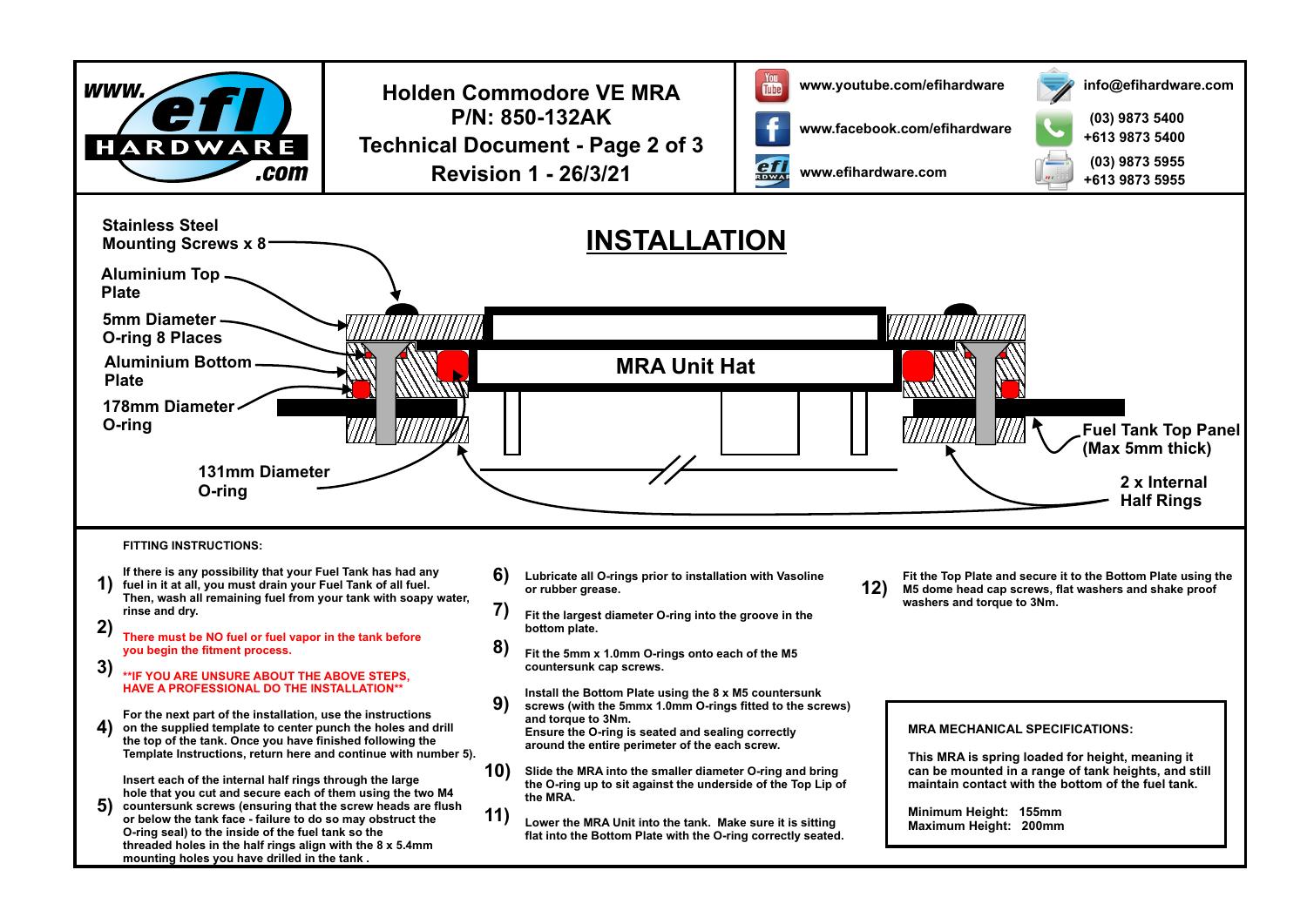www.efi HARDWARE .com

# Holden Commodore VE MRA
# P/N: 850-132AK
# Technical Document - Page 2 of 3
# Revision 1 - 26/3/21

www.youtube.com/efihardware
www.facebook.com/efihardware
www.efihardware.com

info@efihardware.com
(03) 9873 5400
+613 9873 5400
(03) 9873 5955
+613 9873 5955

## INSTALLATION

- Stainless Steel Mounting Screws x 8
- Aluminium Top Plate
- 5mm Diameter O-ring 8 Places
- Aluminium Bottom Plate
- 178mm Diameter O-ring
- 131mm Diameter O-ring
- MRA Unit Hat
- Fuel Tank Top Panel (Max 5mm thick)
- 2 x Internal Half Rings

**FITTING INSTRUCTIONS:**

1) If there is any possibility that your Fuel Tank has had any fuel in it at all, you must drain your Fuel Tank of all fuel. Then, wash all remaining fuel from your tank with soapy water, rinse and dry.

2) There must be NO fuel or fuel vapor in the tank before you begin the fitment process.

3) **IF YOU ARE UNSURE ABOUT THE ABOVE STEPS, HAVE A PROFESSIONAL DO THE INSTALLATION**

4) For the next part of the installation, use the instructions on the supplied template to center punch the holes and drill the top of the tank. Once you have finished following the Template Instructions, return here and continue with number 5).

5) Insert each of the internal half rings through the large hole that you cut and secure each of them using the two M4 countersunk screws (ensuring that the screw heads are flush or below the tank face - failure to do so may obstruct the O-ring seal) to the inside of the fuel tank so the threaded holes in the half rings align with the 8 x 5.4mm mounting holes you have drilled in the tank .

6) Lubricate all O-rings prior to installation with Vasoline or rubber grease.

7) Fit the largest diameter O-ring into the groove in the bottom plate.

8) Fit the 5mm x 1.0mm O-rings onto each of the M5 countersunk cap screws.

9) Install the Bottom Plate using the 8 x M5 countersunk screws (with the 5mmx 1.0mm O-rings fitted to the screws) and torque to 3Nm. Ensure the O-ring is seated and sealing correctly around the entire perimeter of the each screw.

10) Slide the MRA into the smaller diameter O-ring and bring the O-ring up to sit against the underside of the Top Lip of the MRA.

11) Lower the MRA Unit into the tank. Make sure it is sitting flat into the Bottom Plate with the O-ring correctly seated.

12) Fit the Top Plate and secure it to the Bottom Plate using the M5 dome head cap screws, flat washers and shake proof washers and torque to 3Nm.

**MRA MECHANICAL SPECIFICATIONS:**

This MRA is spring loaded for height, meaning it can be mounted in a range of tank heights, and still maintain contact with the bottom of the fuel tank.

Minimum Height: 155mm
Maximum Height: 200mm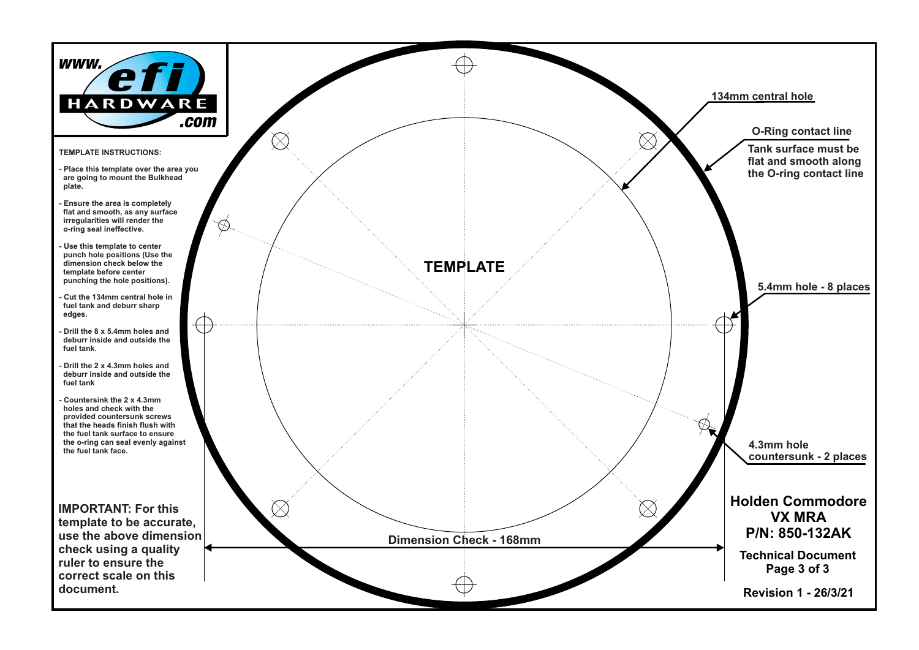www.efi HARDWARE .com

**TEMPLATE INSTRUCTIONS:**

- Place this template over the area you are going to mount the Bulkhead plate.
- Ensure the area is completely flat and smooth, as any surface irregularities will render the o-ring seal ineffective.
- Use this template to center punch hole positions (Use the dimension check below the template before center punching the hole positions).
- Cut the 134mm central hole in fuel tank and deburr sharp edges.
- Drill the 8 x 5.4mm holes and deburr inside and outside the fuel tank.
- Drill the 2 x 4.3mm holes and deburr inside and outside the fuel tank
- Countersink the 2 x 4.3mm holes and check with the provided countersunk screws that the heads finish flush with the fuel tank surface to ensure the o-ring can seal evenly against the fuel tank face.

**IMPORTANT: For this template to be accurate, use the above dimension check using a quality ruler to ensure the correct scale on this document.**

**TEMPLATE**

**134mm central hole**

**O-Ring contact line**

**Tank surface must be flat and smooth along the O-ring contact line**

**5.4mm hole - 8 places**

**4.3mm hole countersunk - 2 places**

**Dimension Check - 168mm**

**Holden Commodore VX MRA**
**P/N: 850-132AK**

**Technical Document**

**Revision 1 - 26/3/21**